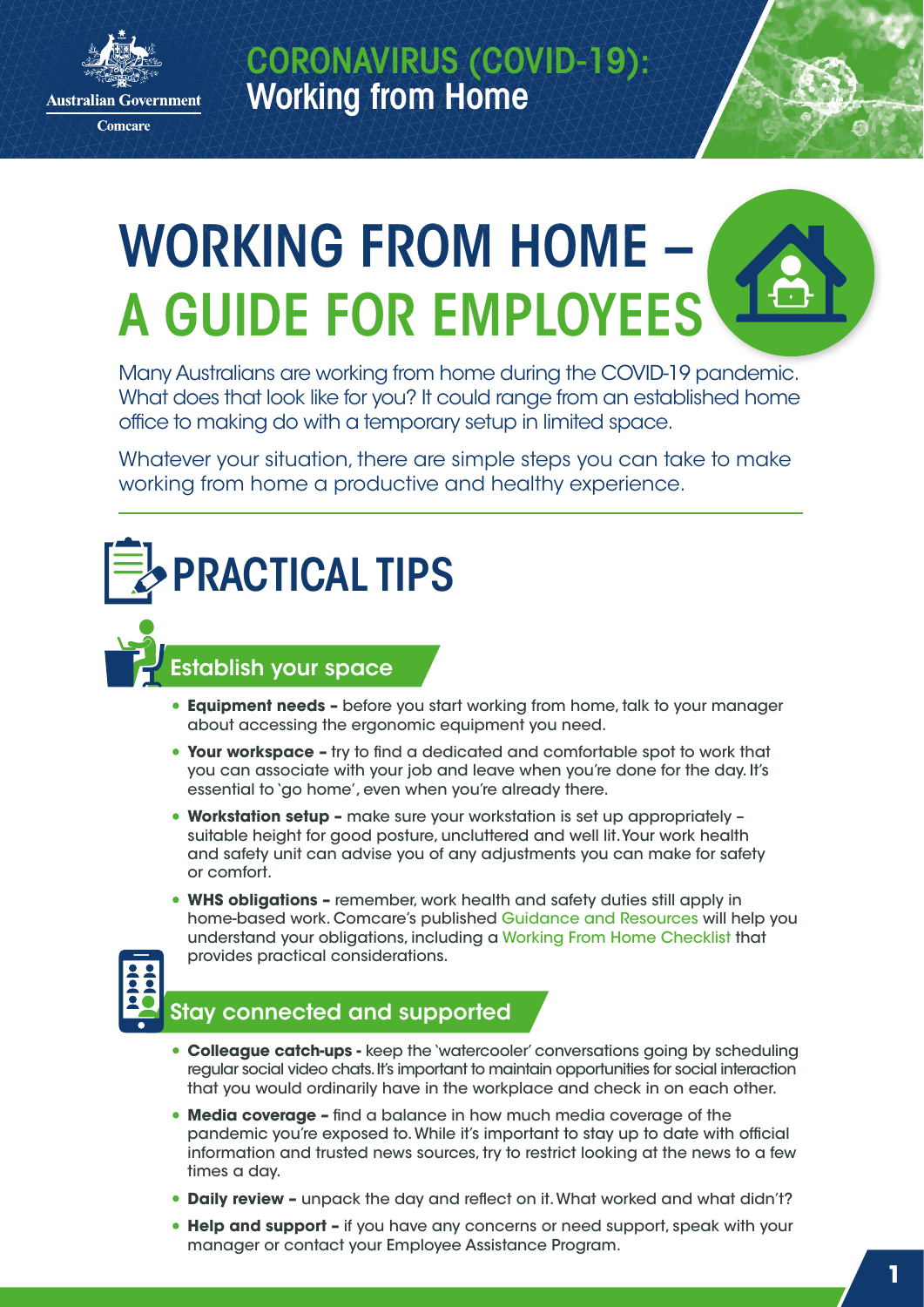Australian Government

Comcare

# CORONAVIRUS (COVID-19): Working from Home

# WORKING FROM HOME – A GUIDE FOR EMPLOYEES

Many Australians are working from home during the COVID-19 pandemic. What does that look like for you? It could range from an established home office to making do with a temporary setup in limited space.

Whatever your situation, there are simple steps you can take to make working from home a productive and healthy experience.

## PRACTICAL TIPS

### Establish your space

- **Equipment needs –** before you start working from home, talk to your manager about accessing the ergonomic equipment you need.
- **Your workspace –** try to find a dedicated and comfortable spot to work that you can associate with your job and leave when you're done for the day. It's essential to 'go home', even when you're already there.
- **Workstation setup –** make sure your workstation is set up appropriately – suitable height for good posture, uncluttered and well lit. Your work health and safety unit can advise you of any adjustments you can make for safety or comfort.
- **WHS obligations –** remember, work health and safety duties still apply in home-based work. Comcare's published Guidance and Resources will help you understand your obligations, including a Working From Home Checklist that provides practical considerations.

### Stay connected and supported

- **Colleague catch-ups -** keep the 'watercooler' conversations going by scheduling regular social video chats. It's important to maintain opportunities for social interaction that you would ordinarily have in the workplace and check in on each other.
- **Media coverage –** find a balance in how much media coverage of the pandemic you're exposed to. While it's important to stay up to date with official information and trusted news sources, try to restrict looking at the news to a few times a day.
- **Daily review –** unpack the day and reflect on it. What worked and what didn't?
- **Help and support –** if you have any concerns or need support, speak with your manager or contact your Employee Assistance Program.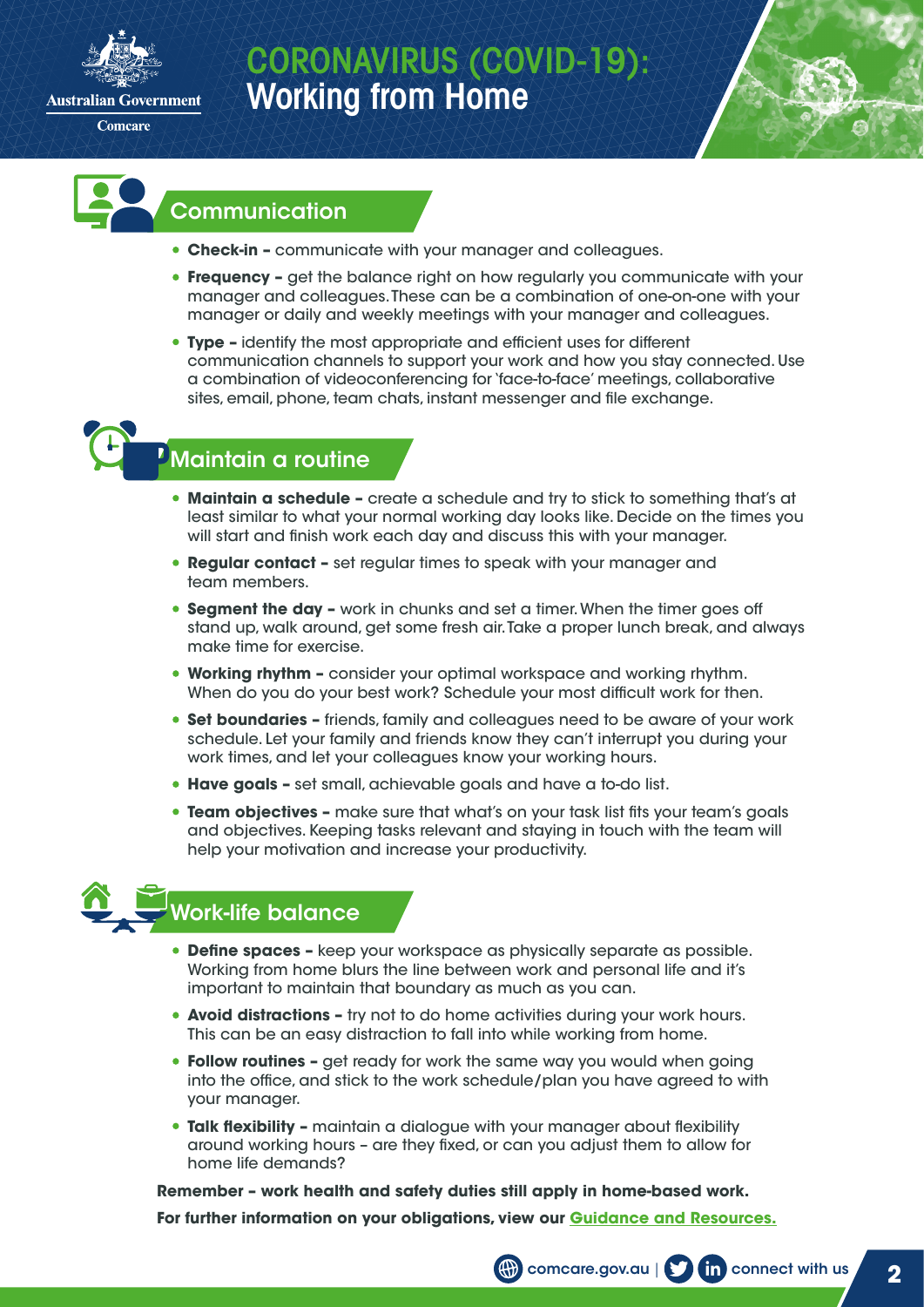# CORONAVIRUS (COVID-19): Working from Home

## Communication

- **Check-in –** communicate with your manager and colleagues.
- **Frequency –** get the balance right on how regularly you communicate with your manager and colleagues. These can be a combination of one-on-one with your manager or daily and weekly meetings with your manager and colleagues.
- **Type –** identify the most appropriate and efficient uses for different communication channels to support your work and how you stay connected. Use a combination of videoconferencing for 'face-to-face' meetings, collaborative sites, email, phone, team chats, instant messenger and file exchange.

## Maintain a routine

- **Maintain a schedule –** create a schedule and try to stick to something that's at least similar to what your normal working day looks like. Decide on the times you will start and finish work each day and discuss this with your manager.
- **Regular contact –** set regular times to speak with your manager and team members.
- **Segment the day –** work in chunks and set a timer. When the timer goes off stand up, walk around, get some fresh air. Take a proper lunch break, and always make time for exercise.
- **Working rhythm –** consider your optimal workspace and working rhythm. When do you do your best work? Schedule your most difficult work for then.
- **Set boundaries –** friends, family and colleagues need to be aware of your work schedule. Let your family and friends know they can't interrupt you during your work times, and let your colleagues know your working hours.
- **Have goals –** set small, achievable goals and have a to-do list.
- **Team objectives –** make sure that what's on your task list fits your team's goals and objectives. Keeping tasks relevant and staying in touch with the team will help your motivation and increase your productivity.

## Work-life balance

- **Define spaces –** keep your workspace as physically separate as possible. Working from home blurs the line between work and personal life and it's important to maintain that boundary as much as you can.
- **Avoid distractions –** try not to do home activities during your work hours. This can be an easy distraction to fall into while working from home.
- **Follow routines –** get ready for work the same way you would when going into the office, and stick to the work schedule/plan you have agreed to with your manager.
- **Talk flexibility –** maintain a dialogue with your manager about flexibility around working hours – are they fixed, or can you adjust them to allow for home life demands?

**Remember – work health and safety duties still apply in home-based work.**

**For further information on your obligations, view our Guidance and Resources.**

comcare.gov.au | connect with us